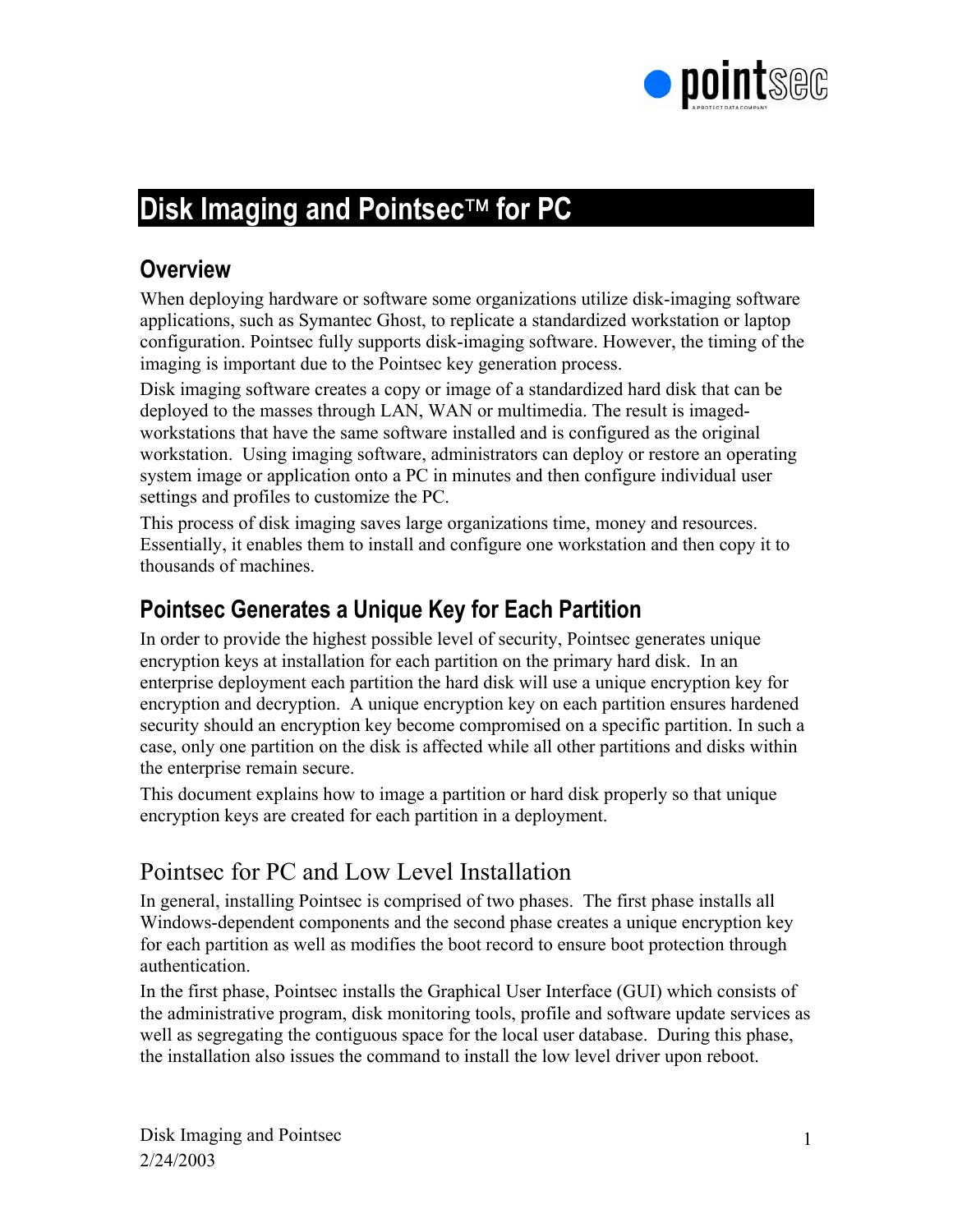# Disk Imaging and Pointsec™ for PC

## Overview

When deploying hardware or software some organizations utilize disk-imaging software applications, such as Symantec Ghost, to replicate a standardized workstation or laptop configuration. Pointsec fully supports disk-imaging software. However, the timing of the imaging is important due to the Pointsec key generation process.

Disk imaging software creates a copy or image of a standardized hard disk that can be deployed to the masses through LAN, WAN or multimedia. The result is imaged-workstations that have the same software installed and is configured as the original workstation. Using imaging software, administrators can deploy or restore an operating system image or application onto a PC in minutes and then configure individual user settings and profiles to customize the PC.

This process of disk imaging saves large organizations time, money and resources. Essentially, it enables them to install and configure one workstation and then copy it to thousands of machines.

## Pointsec Generates a Unique Key for Each Partition

In order to provide the highest possible level of security, Pointsec generates unique encryption keys at installation for each partition on the primary hard disk. In an enterprise deployment each partition the hard disk will use a unique encryption key for encryption and decryption. A unique encryption key on each partition ensures hardened security should an encryption key become compromised on a specific partition. In such a case, only one partition on the disk is affected while all other partitions and disks within the enterprise remain secure.

This document explains how to image a partition or hard disk properly so that unique encryption keys are created for each partition in a deployment.

## Pointsec for PC and Low Level Installation

In general, installing Pointsec is comprised of two phases. The first phase installs all Windows-dependent components and the second phase creates a unique encryption key for each partition as well as modifies the boot record to ensure boot protection through authentication.

In the first phase, Pointsec installs the Graphical User Interface (GUI) which consists of the administrative program, disk monitoring tools, profile and software update services as well as segregating the contiguous space for the local user database. During this phase, the installation also issues the command to install the low level driver upon reboot.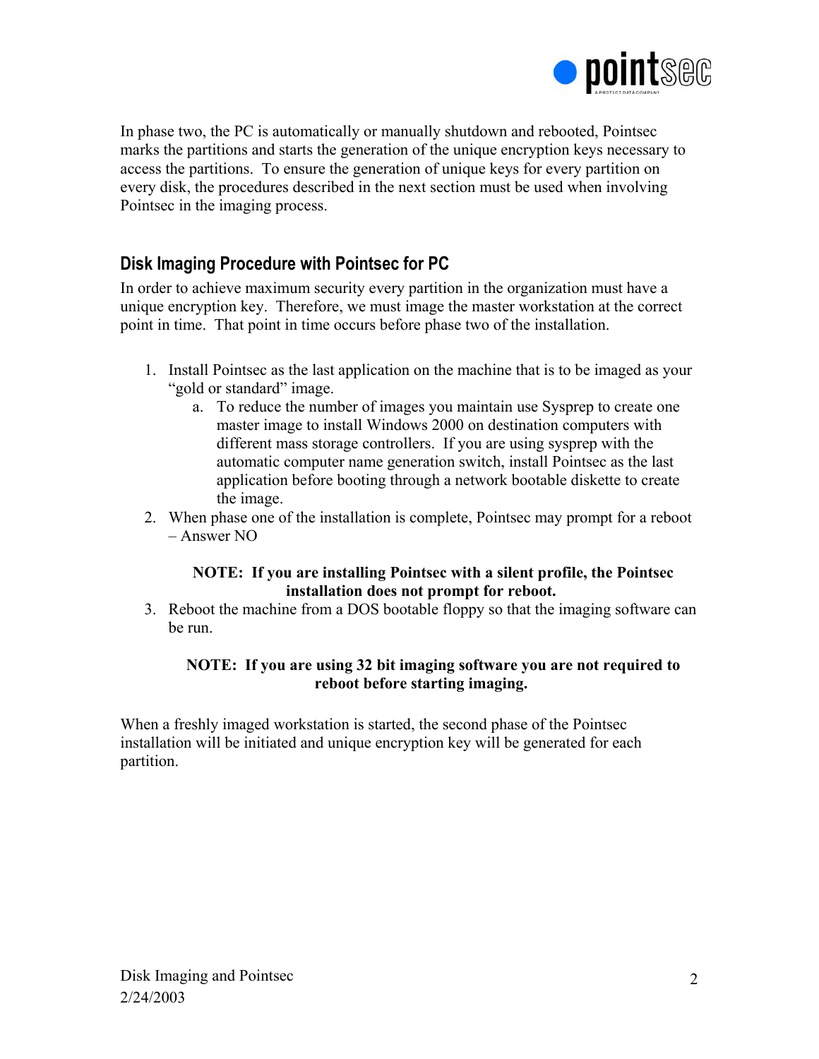In phase two, the PC is automatically or manually shutdown and rebooted, Pointsec marks the partitions and starts the generation of the unique encryption keys necessary to access the partitions. To ensure the generation of unique keys for every partition on every disk, the procedures described in the next section must be used when involving Pointsec in the imaging process.

## Disk Imaging Procedure with Pointsec for PC

In order to achieve maximum security every partition in the organization must have a unique encryption key. Therefore, we must image the master workstation at the correct point in time. That point in time occurs before phase two of the installation.

1. Install Pointsec as the last application on the machine that is to be imaged as your "gold or standard" image.
   a. To reduce the number of images you maintain use Sysprep to create one master image to install Windows 2000 on destination computers with different mass storage controllers. If you are using sysprep with the automatic computer name generation switch, install Pointsec as the last application before booting through a network bootable diskette to create the image.
2. When phase one of the installation is complete, Pointsec may prompt for a reboot – Answer NO

   **NOTE: If you are installing Pointsec with a silent profile, the Pointsec installation does not prompt for reboot.**

3. Reboot the machine from a DOS bootable floppy so that the imaging software can be run.

   **NOTE: If you are using 32 bit imaging software you are not required to reboot before starting imaging.**

When a freshly imaged workstation is started, the second phase of the Pointsec installation will be initiated and unique encryption key will be generated for each partition.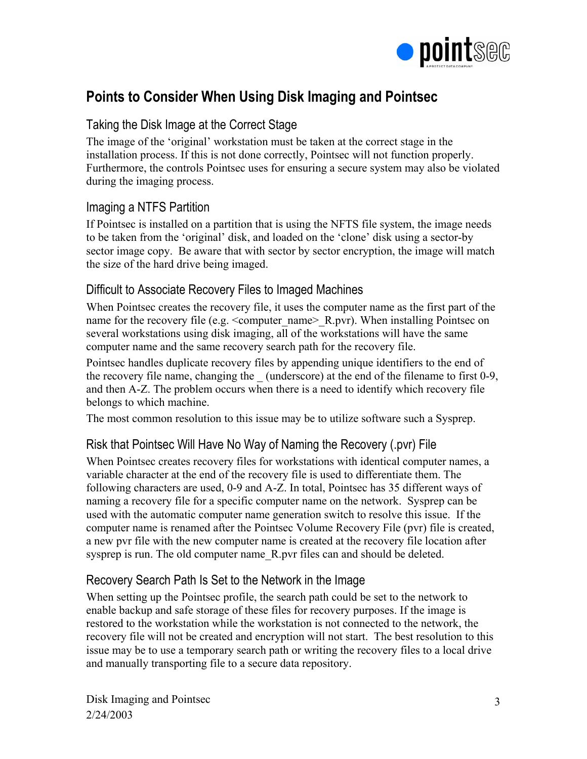# Points to Consider When Using Disk Imaging and Pointsec

## Taking the Disk Image at the Correct Stage

The image of the 'original' workstation must be taken at the correct stage in the installation process. If this is not done correctly, Pointsec will not function properly. Furthermore, the controls Pointsec uses for ensuring a secure system may also be violated during the imaging process.

## Imaging a NTFS Partition

If Pointsec is installed on a partition that is using the NFTS file system, the image needs to be taken from the 'original' disk, and loaded on the 'clone' disk using a sector-by sector image copy. Be aware that with sector by sector encryption, the image will match the size of the hard drive being imaged.

## Difficult to Associate Recovery Files to Imaged Machines

When Pointsec creates the recovery file, it uses the computer name as the first part of the name for the recovery file (e.g. <computer_name>_R.pvr). When installing Pointsec on several workstations using disk imaging, all of the workstations will have the same computer name and the same recovery search path for the recovery file.

Pointsec handles duplicate recovery files by appending unique identifiers to the end of the recovery file name, changing the _ (underscore) at the end of the filename to first 0-9, and then A-Z. The problem occurs when there is a need to identify which recovery file belongs to which machine.

The most common resolution to this issue may be to utilize software such a Sysprep.

## Risk that Pointsec Will Have No Way of Naming the Recovery (.pvr) File

When Pointsec creates recovery files for workstations with identical computer names, a variable character at the end of the recovery file is used to differentiate them. The following characters are used, 0-9 and A-Z. In total, Pointsec has 35 different ways of naming a recovery file for a specific computer name on the network. Sysprep can be used with the automatic computer name generation switch to resolve this issue. If the computer name is renamed after the Pointsec Volume Recovery File (pvr) file is created, a new pvr file with the new computer name is created at the recovery file location after sysprep is run. The old computer name_R.pvr files can and should be deleted.

## Recovery Search Path Is Set to the Network in the Image

When setting up the Pointsec profile, the search path could be set to the network to enable backup and safe storage of these files for recovery purposes. If the image is restored to the workstation while the workstation is not connected to the network, the recovery file will not be created and encryption will not start. The best resolution to this issue may be to use a temporary search path or writing the recovery files to a local drive and manually transporting file to a secure data repository.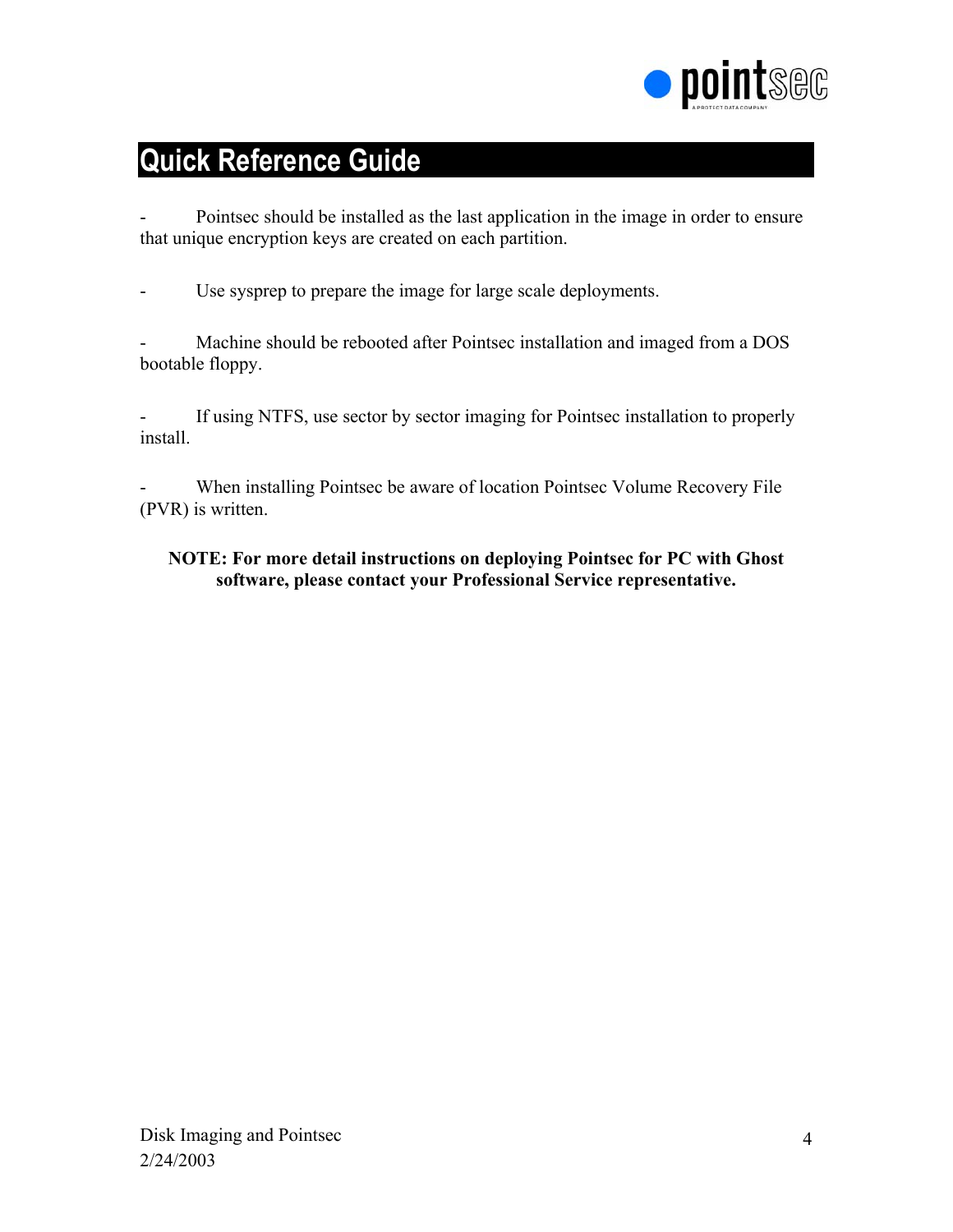# Quick Reference Guide

- Pointsec should be installed as the last application in the image in order to ensure that unique encryption keys are created on each partition.

- Use sysprep to prepare the image for large scale deployments.

- Machine should be rebooted after Pointsec installation and imaged from a DOS bootable floppy.

- If using NTFS, use sector by sector imaging for Pointsec installation to properly install.

- When installing Pointsec be aware of location Pointsec Volume Recovery File (PVR) is written.

**NOTE: For more detail instructions on deploying Pointsec for PC with Ghost software, please contact your Professional Service representative.**